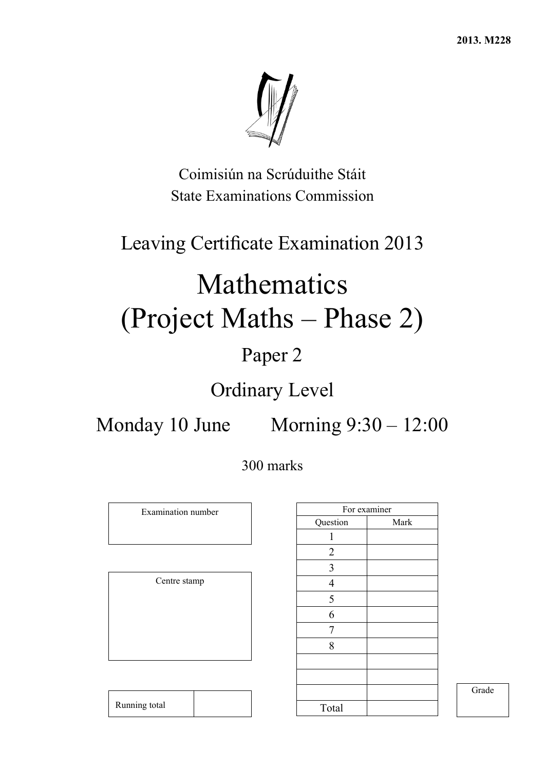2013. M228

Coimisiún na Scrúduithe Stáit
State Examinations Commission

# Leaving Certificate Examination 2013

# Mathematics
# (Project Maths – Phase 2)

## Paper 2

## Ordinary Level

## Monday 10 June Morning 9:30 – 12:00

300 marks

| Examination number |
|---|
| |

| Centre stamp |
|---|
| |

| Running total | |
|---|---|

| For examiner | |
|---|---|
| Question | Mark |
| 1 | |
| 2 | |
| 3 | |
| 4 | |
| 5 | |
| 6 | |
| 7 | |
| 8 | |
| | |
| | |
| | |
| Total | |

| Grade |
|---|
| |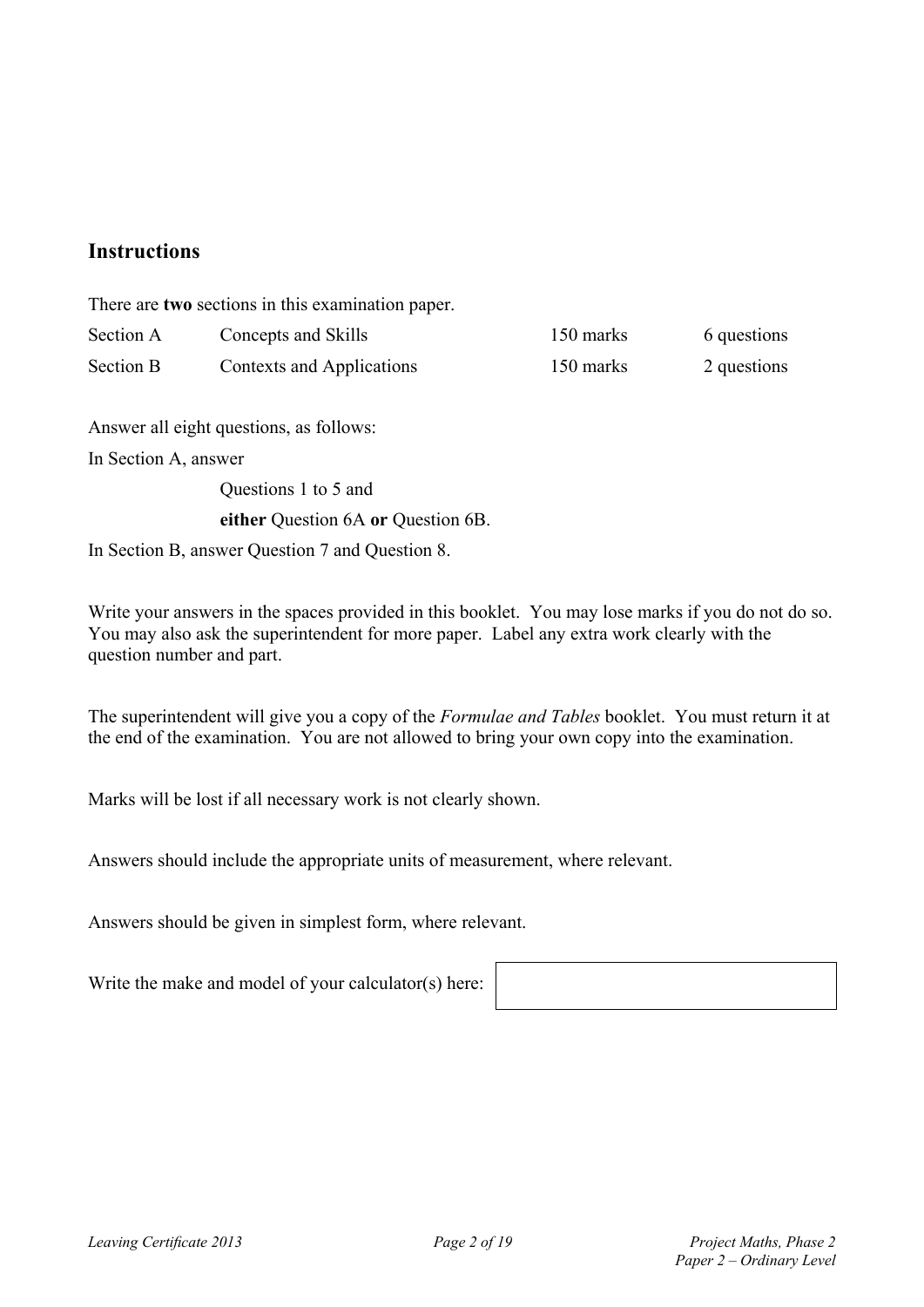## Instructions

There are **two** sections in this examination paper.

| | | | |
|---|---|---|---|
| Section A | Concepts and Skills | 150 marks | 6 questions |
| Section B | Contexts and Applications | 150 marks | 2 questions |

Answer all eight questions, as follows:

In Section A, answer

Questions 1 to 5 and

**either** Question 6A **or** Question 6B.

In Section B, answer Question 7 and Question 8.

Write your answers in the spaces provided in this booklet. You may lose marks if you do not do so. You may also ask the superintendent for more paper. Label any extra work clearly with the question number and part.

The superintendent will give you a copy of the *Formulae and Tables* booklet. You must return it at the end of the examination. You are not allowed to bring your own copy into the examination.

Marks will be lost if all necessary work is not clearly shown.

Answers should include the appropriate units of measurement, where relevant.

Answers should be given in simplest form, where relevant.

Write the make and model of your calculator(s) here: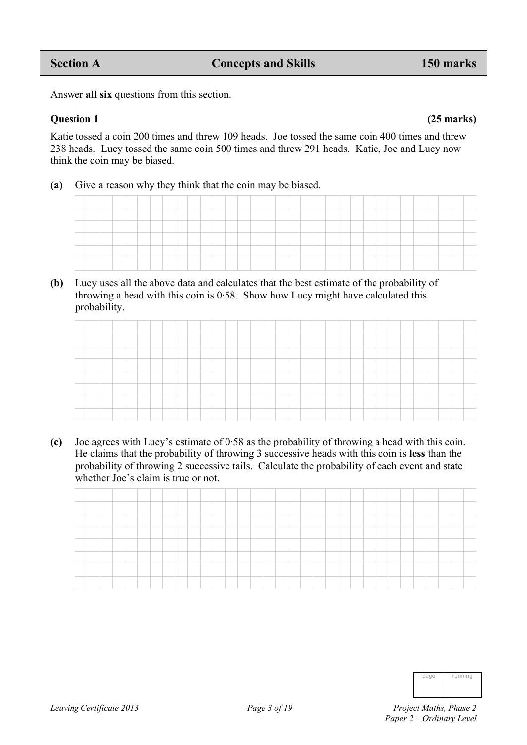| Section A | Concepts and Skills | 150 marks |
|---|---|---|

Answer **all six** questions from this section.

**Question 1** **(25 marks)**

Katie tossed a coin 200 times and threw 109 heads. Joe tossed the same coin 400 times and threw 238 heads. Lucy tossed the same coin 500 times and threw 291 heads. Katie, Joe and Lucy now think the coin may be biased.

**(a)** Give a reason why they think that the coin may be biased.

**(b)** Lucy uses all the above data and calculates that the best estimate of the probability of throwing a head with this coin is 0·58. Show how Lucy might have calculated this probability.

**(c)** Joe agrees with Lucy's estimate of 0·58 as the probability of throwing a head with this coin. He claims that the probability of throwing 3 successive heads with this coin is **less** than the probability of throwing 2 successive tails. Calculate the probability of each event and state whether Joe's claim is true or not.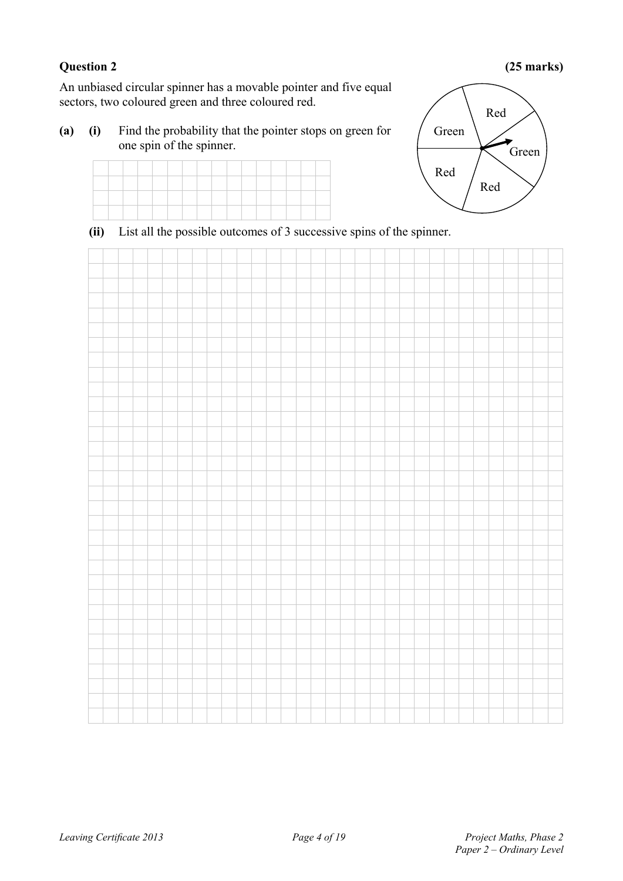**Question 2** **(25 marks)**

An unbiased circular spinner has a movable pointer and five equal sectors, two coloured green and three coloured red.

**(a)** **(i)** Find the probability that the pointer stops on green for one spin of the spinner.

Red

Green

Green

Red

Red

**(ii)** List all the possible outcomes of 3 successive spins of the spinner.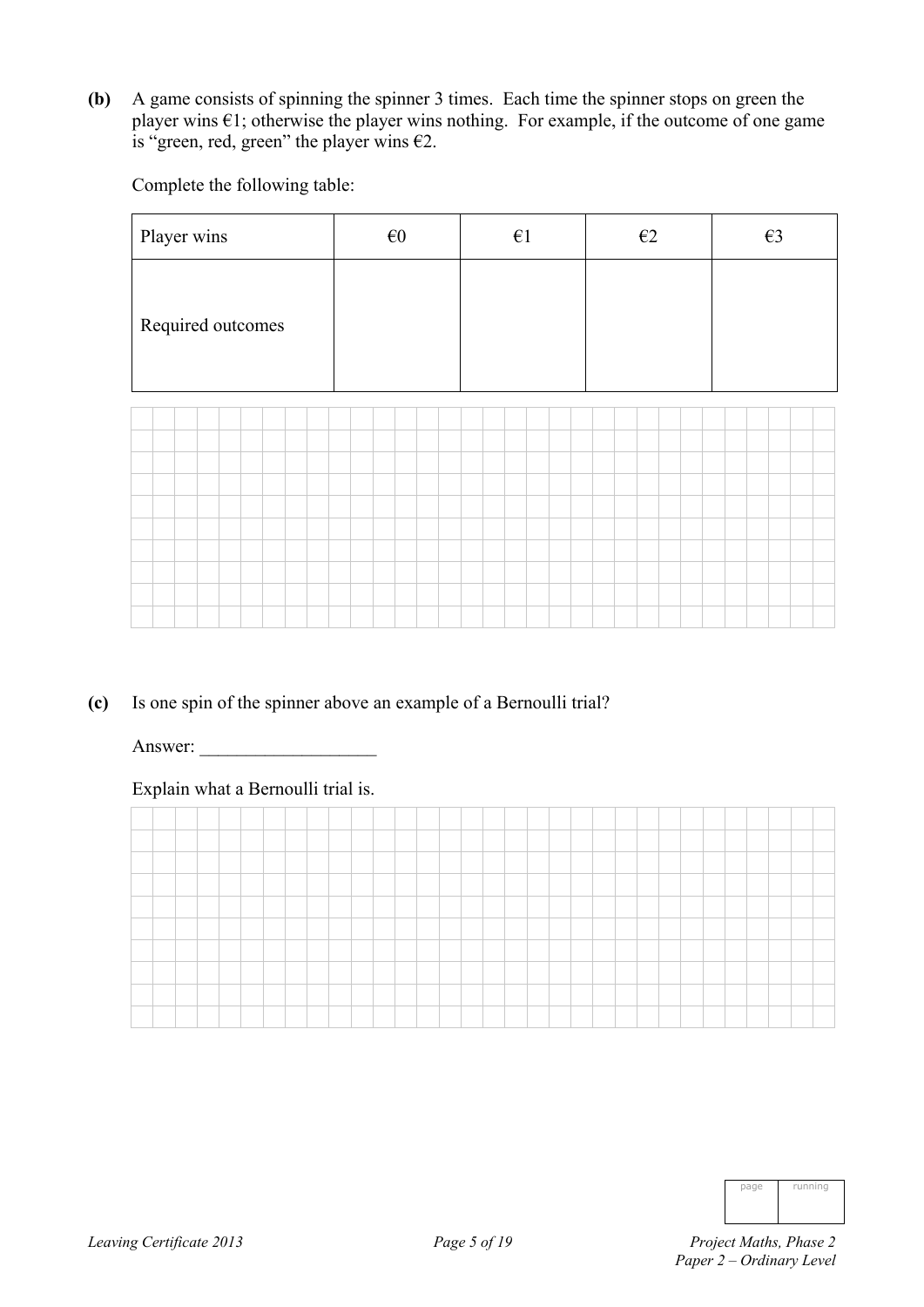**(b)** A game consists of spinning the spinner 3 times. Each time the spinner stops on green the player wins €1; otherwise the player wins nothing. For example, if the outcome of one game is "green, red, green" the player wins €2.

Complete the following table:

| Player wins | €0 | €1 | €2 | €3 |
|---|---|---|---|---|
| Required outcomes | | | | |

**(c)** Is one spin of the spinner above an example of a Bernoulli trial?

Answer: ___________________

Explain what a Bernoulli trial is.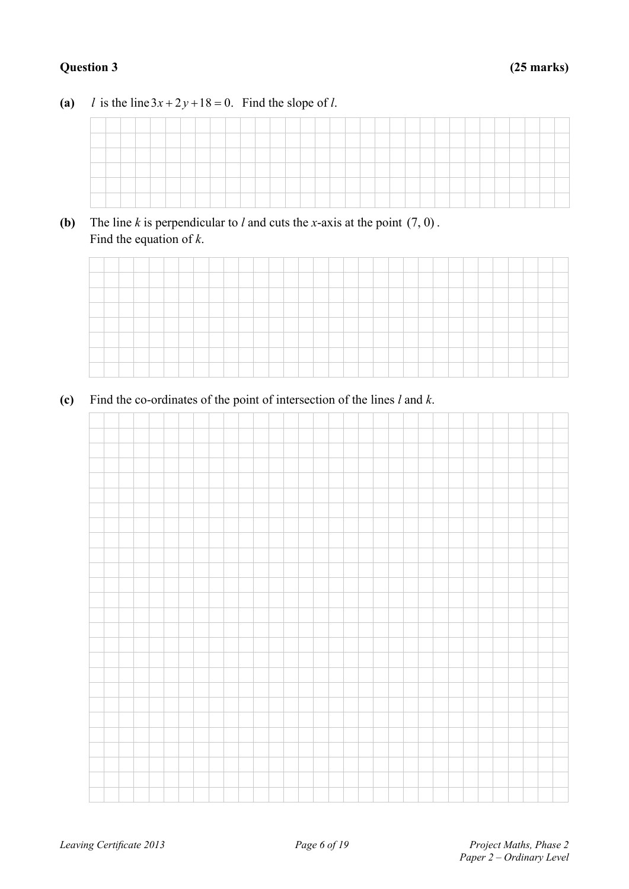**Question 3** **(25 marks)**

**(a)** $l$ is the line $3x + 2y + 18 = 0$. Find the slope of $l$.

**(b)** The line $k$ is perpendicular to $l$ and cuts the $x$-axis at the point $(7, 0)$.
Find the equation of $k$.

**(c)** Find the co-ordinates of the point of intersection of the lines $l$ and $k$.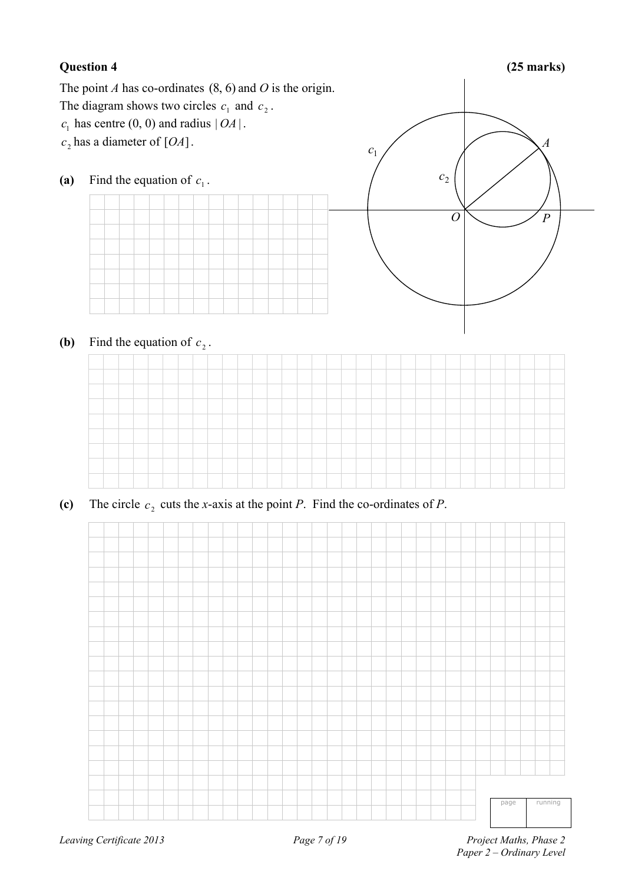**Question 4** **(25 marks)**

The point $A$ has co-ordinates $(8, 6)$ and $O$ is the origin.
The diagram shows two circles $c_1$ and $c_2$.
$c_1$ has centre $(0, 0)$ and radius $|OA|$.
$c_2$ has a diameter of $[OA]$.

**(a)** Find the equation of $c_1$.

**(b)** Find the equation of $c_2$.

**(c)** The circle $c_2$ cuts the $x$-axis at the point $P$. Find the co-ordinates of $P$.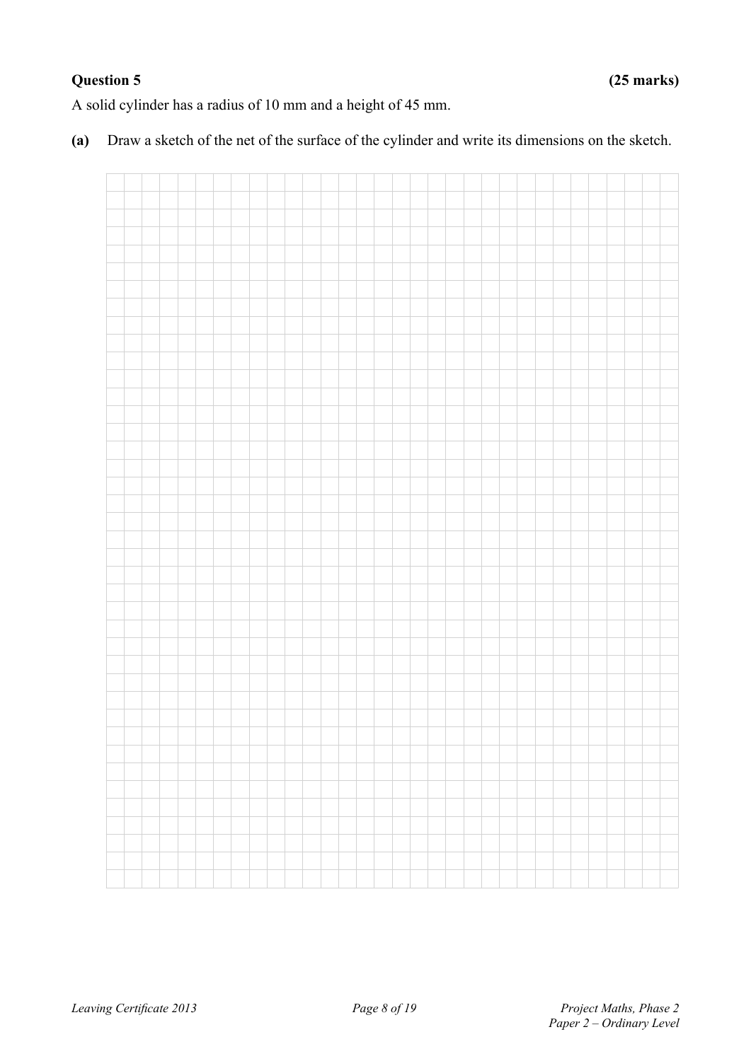**Question 5** **(25 marks)**

A solid cylinder has a radius of 10 mm and a height of 45 mm.

**(a)** Draw a sketch of the net of the surface of the cylinder and write its dimensions on the sketch.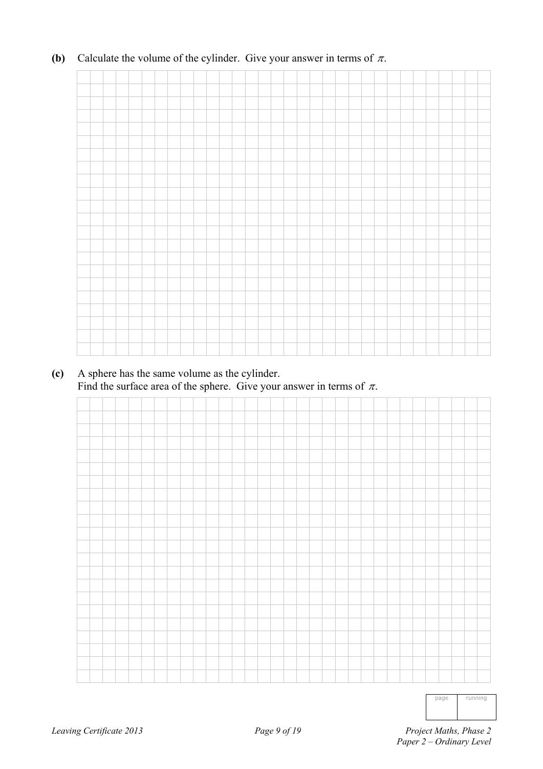**(b)** Calculate the volume of the cylinder. Give your answer in terms of $\pi$.

**(c)** A sphere has the same volume as the cylinder.
Find the surface area of the sphere. Give your answer in terms of $\pi$.

| page | running |
|---|---|
| | |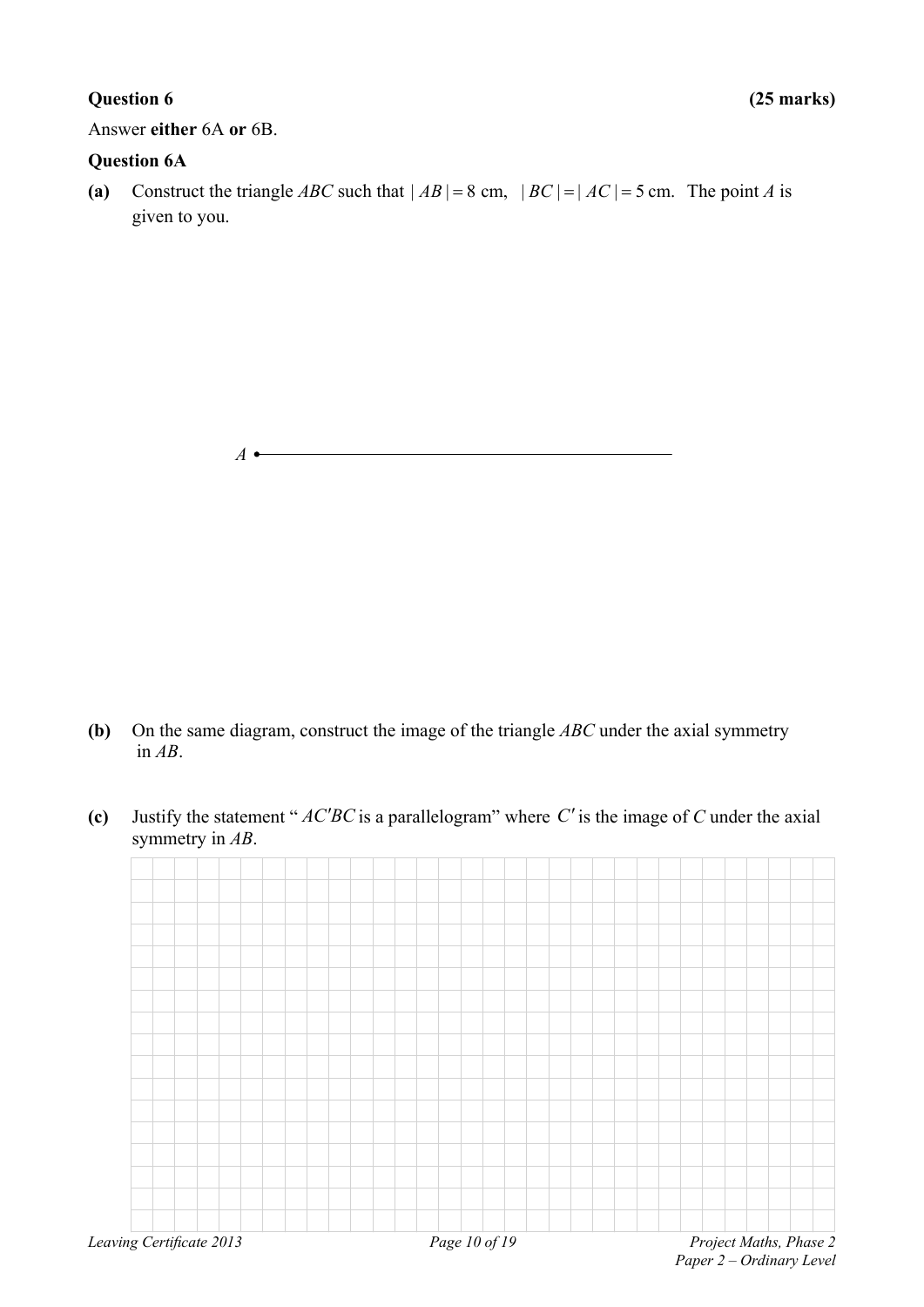**Question 6** **(25 marks)**

Answer **either** 6A **or** 6B.

**Question 6A**

**(a)** Construct the triangle $ABC$ such that $|AB| = 8$ cm, $|BC| = |AC| = 5$ cm. The point $A$ is given to you.

$A$

**(b)** On the same diagram, construct the image of the triangle $ABC$ under the axial symmetry in $AB$.

**(c)** Justify the statement " $AC'BC$ is a parallelogram" where $C'$ is the image of $C$ under the axial symmetry in $AB$.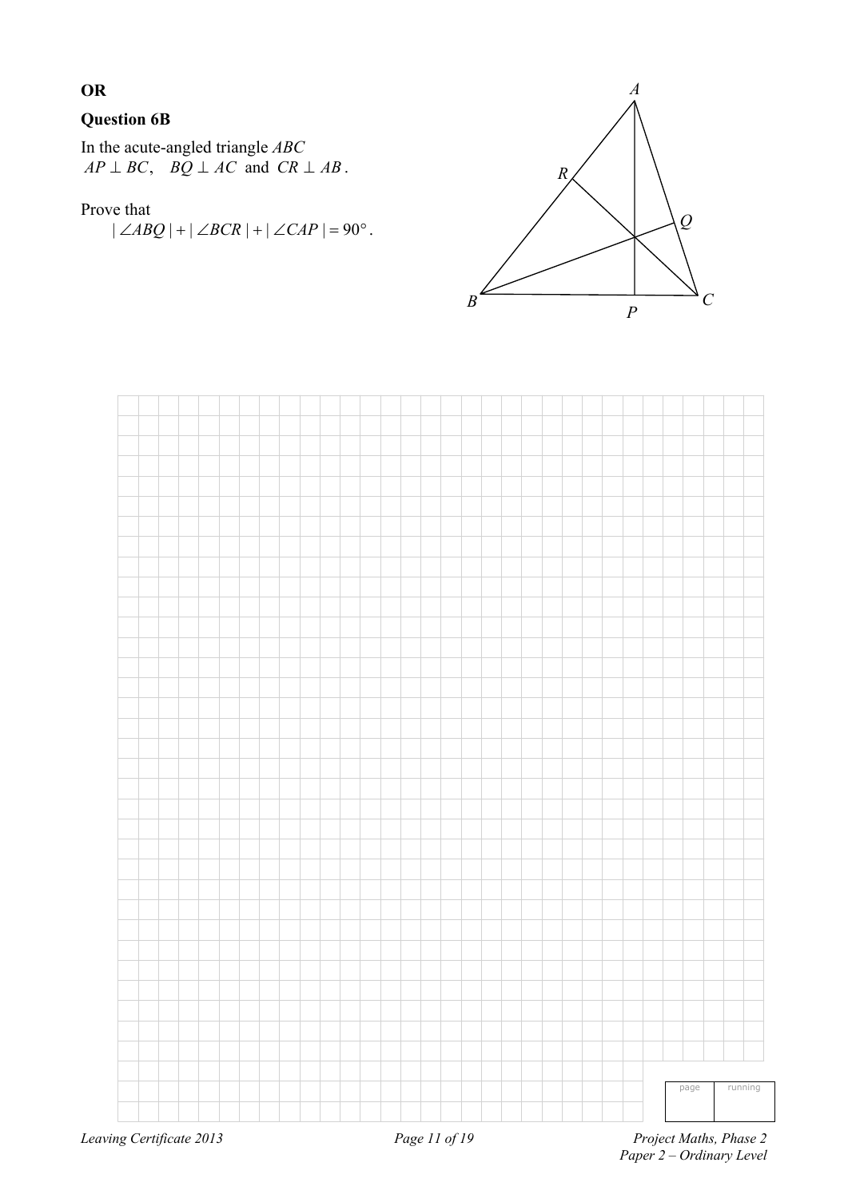**OR**

**Question 6B**

In the acute-angled triangle $ABC$
$AP \perp BC$, $BQ \perp AC$ and $CR \perp AB$.

Prove that
$|\angle ABQ| + |\angle BCR| + |\angle CAP| = 90^\circ$.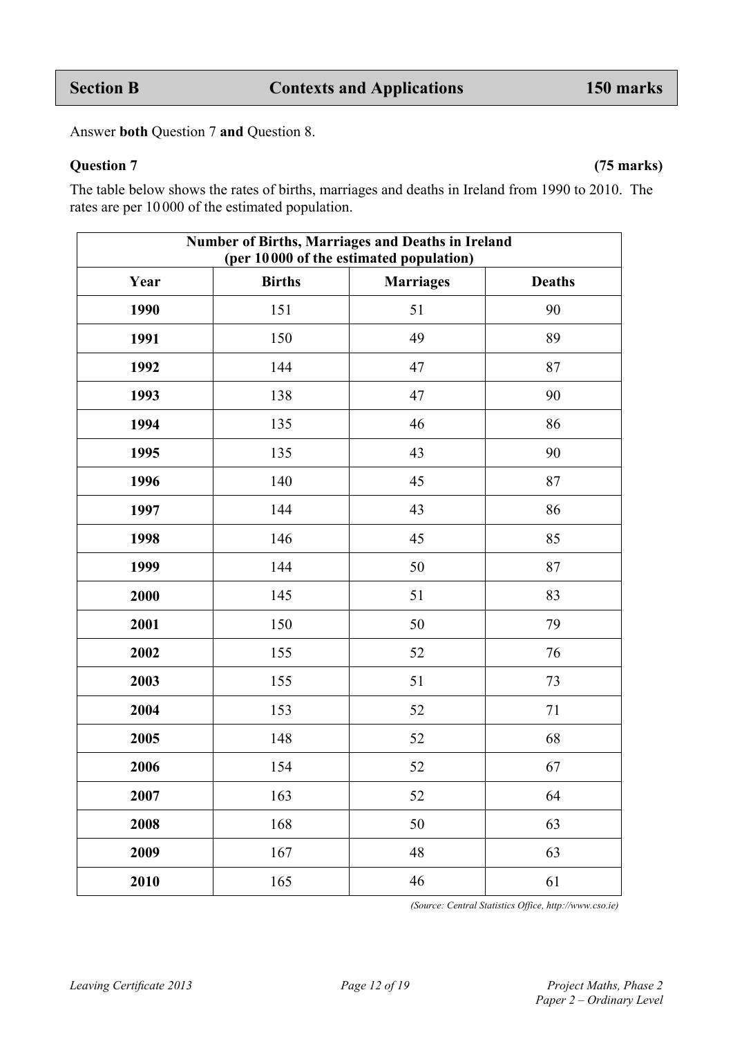## Section B — Contexts and Applications — 150 marks

Answer **both** Question 7 **and** Question 8.

### Question 7 **(75 marks)**

The table below shows the rates of births, marriages and deaths in Ireland from 1990 to 2010. The rates are per 10 000 of the estimated population.

| **Number of Births, Marriages and Deaths in Ireland (per 10 000 of the estimated population)** | | | |
|---|---|---|---|
| **Year** | **Births** | **Marriages** | **Deaths** |
| **1990** | 151 | 51 | 90 |
| **1991** | 150 | 49 | 89 |
| **1992** | 144 | 47 | 87 |
| **1993** | 138 | 47 | 90 |
| **1994** | 135 | 46 | 86 |
| **1995** | 135 | 43 | 90 |
| **1996** | 140 | 45 | 87 |
| **1997** | 144 | 43 | 86 |
| **1998** | 146 | 45 | 85 |
| **1999** | 144 | 50 | 87 |
| **2000** | 145 | 51 | 83 |
| **2001** | 150 | 50 | 79 |
| **2002** | 155 | 52 | 76 |
| **2003** | 155 | 51 | 73 |
| **2004** | 153 | 52 | 71 |
| **2005** | 148 | 52 | 68 |
| **2006** | 154 | 52 | 67 |
| **2007** | 163 | 52 | 64 |
| **2008** | 168 | 50 | 63 |
| **2009** | 167 | 48 | 63 |
| **2010** | 165 | 46 | 61 |

*(Source: Central Statistics Office, http://www.cso.ie)*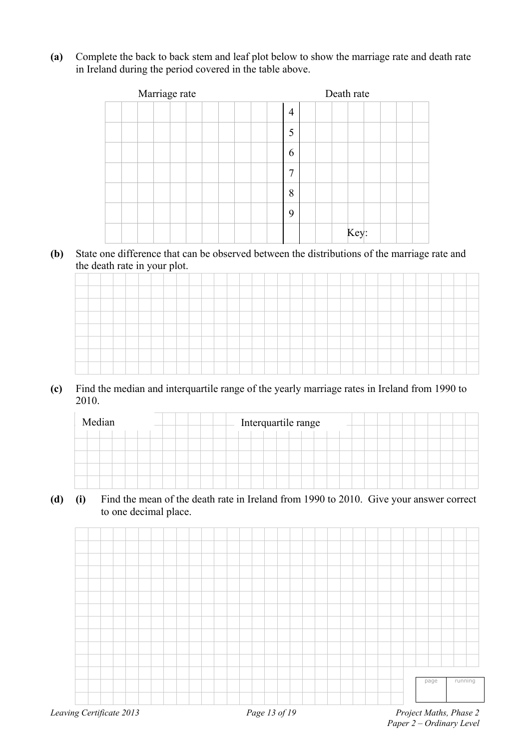**(a)** Complete the back to back stem and leaf plot below to show the marriage rate and death rate in Ireland during the period covered in the table above.

| Marriage rate | | Death rate |
|---|---|---|
| | 4 | |
| | 5 | |
| | 6 | |
| | 7 | |
| | 8 | |
| | 9 | |
| | | Key: |

**(b)** State one difference that can be observed between the distributions of the marriage rate and the death rate in your plot.

**(c)** Find the median and interquartile range of the yearly marriage rates in Ireland from 1990 to 2010.

Median

Interquartile range

**(d)** **(i)** Find the mean of the death rate in Ireland from 1990 to 2010. Give your answer correct to one decimal place.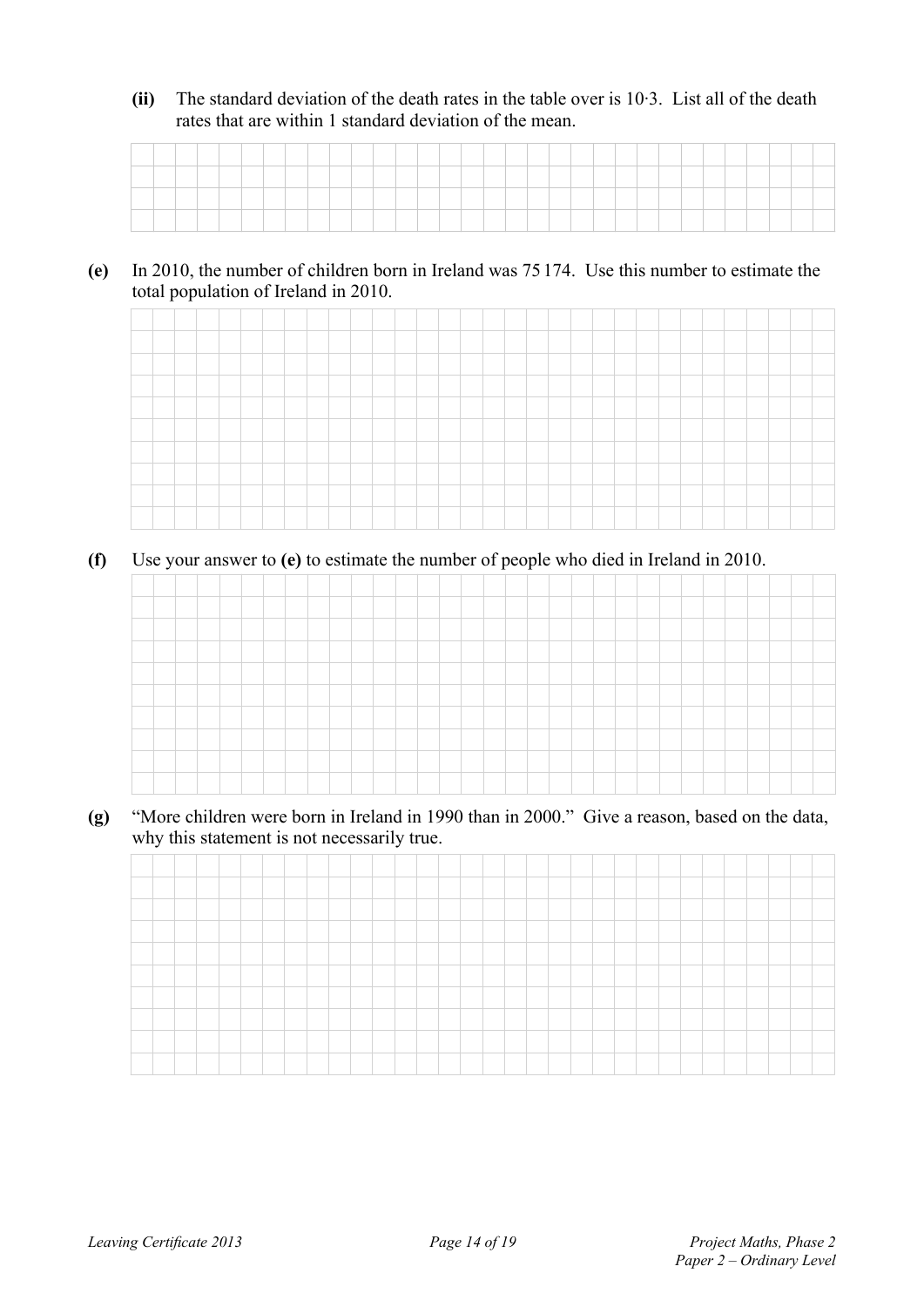**(ii)** The standard deviation of the death rates in the table over is 10·3. List all of the death rates that are within 1 standard deviation of the mean.

**(e)** In 2010, the number of children born in Ireland was 75 174. Use this number to estimate the total population of Ireland in 2010.

**(f)** Use your answer to **(e)** to estimate the number of people who died in Ireland in 2010.

**(g)** "More children were born in Ireland in 1990 than in 2000." Give a reason, based on the data, why this statement is not necessarily true.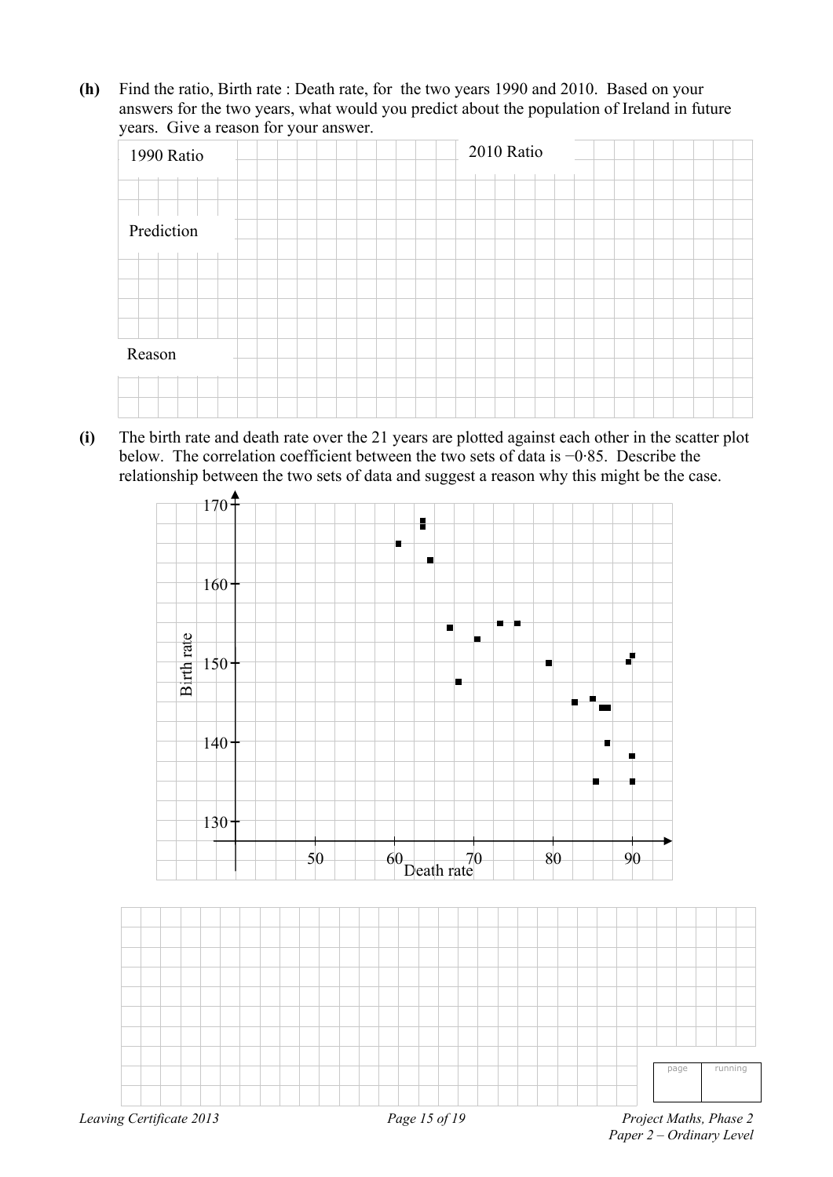**(h)** Find the ratio, Birth rate : Death rate, for the two years 1990 and 2010. Based on your answers for the two years, what would you predict about the population of Ireland in future years. Give a reason for your answer.

1990 Ratio

2010 Ratio

Prediction

Reason

**(i)** The birth rate and death rate over the 21 years are plotted against each other in the scatter plot below. The correlation coefficient between the two sets of data is −0·85. Describe the relationship between the two sets of data and suggest a reason why this might be the case.

Birth rate

170

160

150

140

130

50 60 70 80 90

Death rate

page running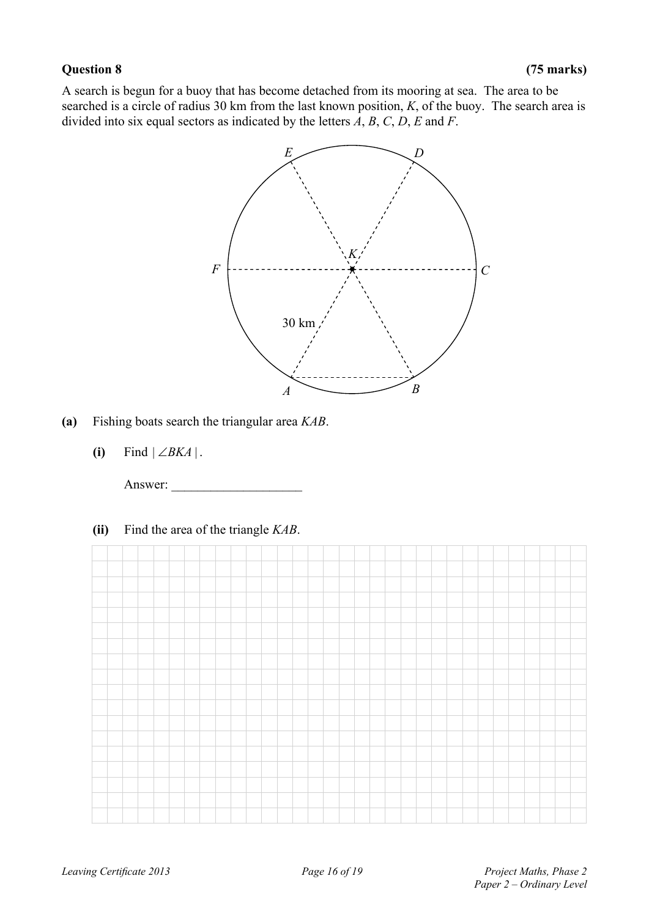**Question 8** **(75 marks)**

A search is begun for a buoy that has become detached from its mooring at sea. The area to be searched is a circle of radius 30 km from the last known position, $K$, of the buoy. The search area is divided into six equal sectors as indicated by the letters $A$, $B$, $C$, $D$, $E$ and $F$.

**(a)** Fishing boats search the triangular area $KAB$.

**(i)** Find $|\angle BKA|$.

Answer: ____________________

**(ii)** Find the area of the triangle $KAB$.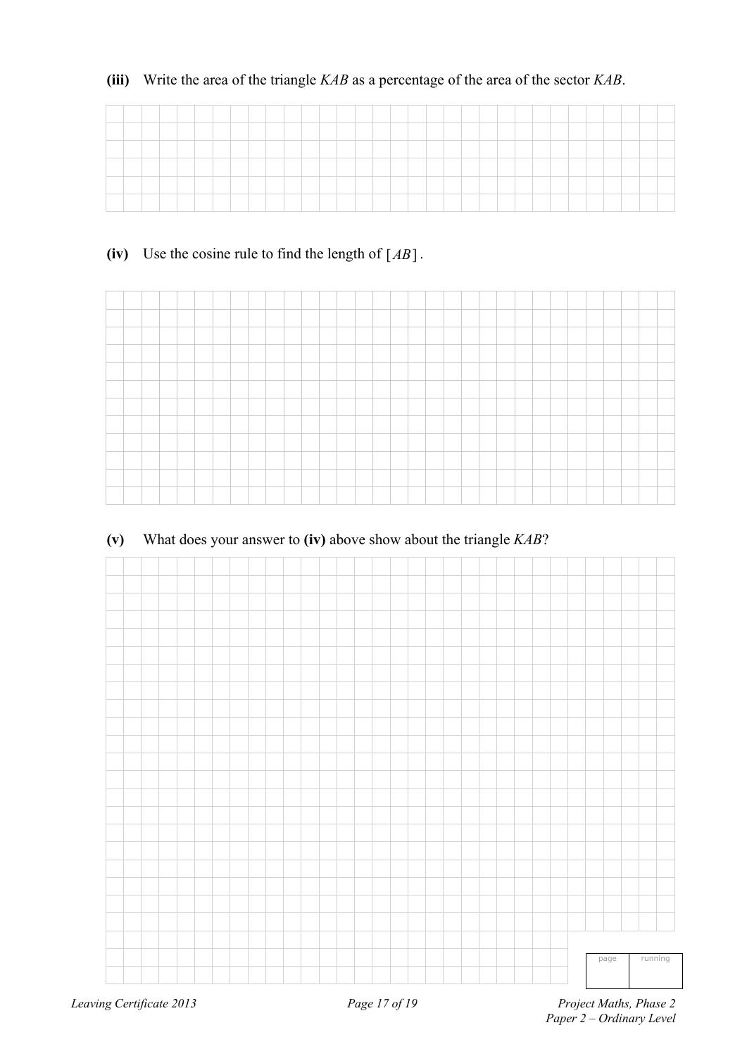**(iii)** Write the area of the triangle *KAB* as a percentage of the area of the sector *KAB*.

**(iv)** Use the cosine rule to find the length of $[AB]$.

**(v)** What does your answer to **(iv)** above show about the triangle *KAB*?

| page | running |
|---|---|
| | |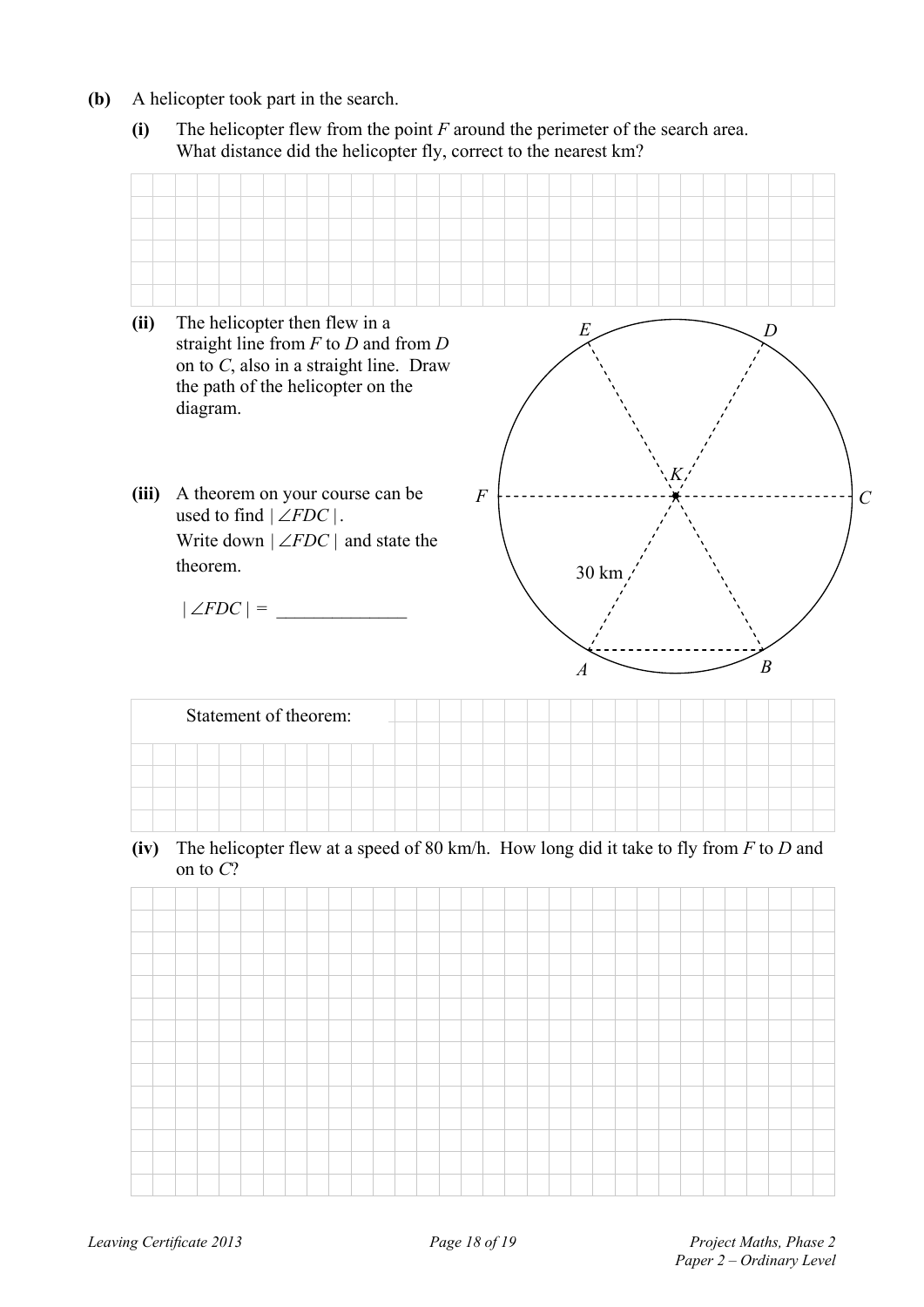**(b)** A helicopter took part in the search.

**(i)** The helicopter flew from the point $F$ around the perimeter of the search area. What distance did the helicopter fly, correct to the nearest km?

**(ii)** The helicopter then flew in a straight line from $F$ to $D$ and from $D$ on to $C$, also in a straight line. Draw the path of the helicopter on the diagram.

**(iii)** A theorem on your course can be used to find $|\angle FDC|$.
Write down $|\angle FDC|$ and state the theorem.

$|\angle FDC|$ = ______________

Statement of theorem:

**(iv)** The helicopter flew at a speed of 80 km/h. How long did it take to fly from $F$ to $D$ and on to $C$?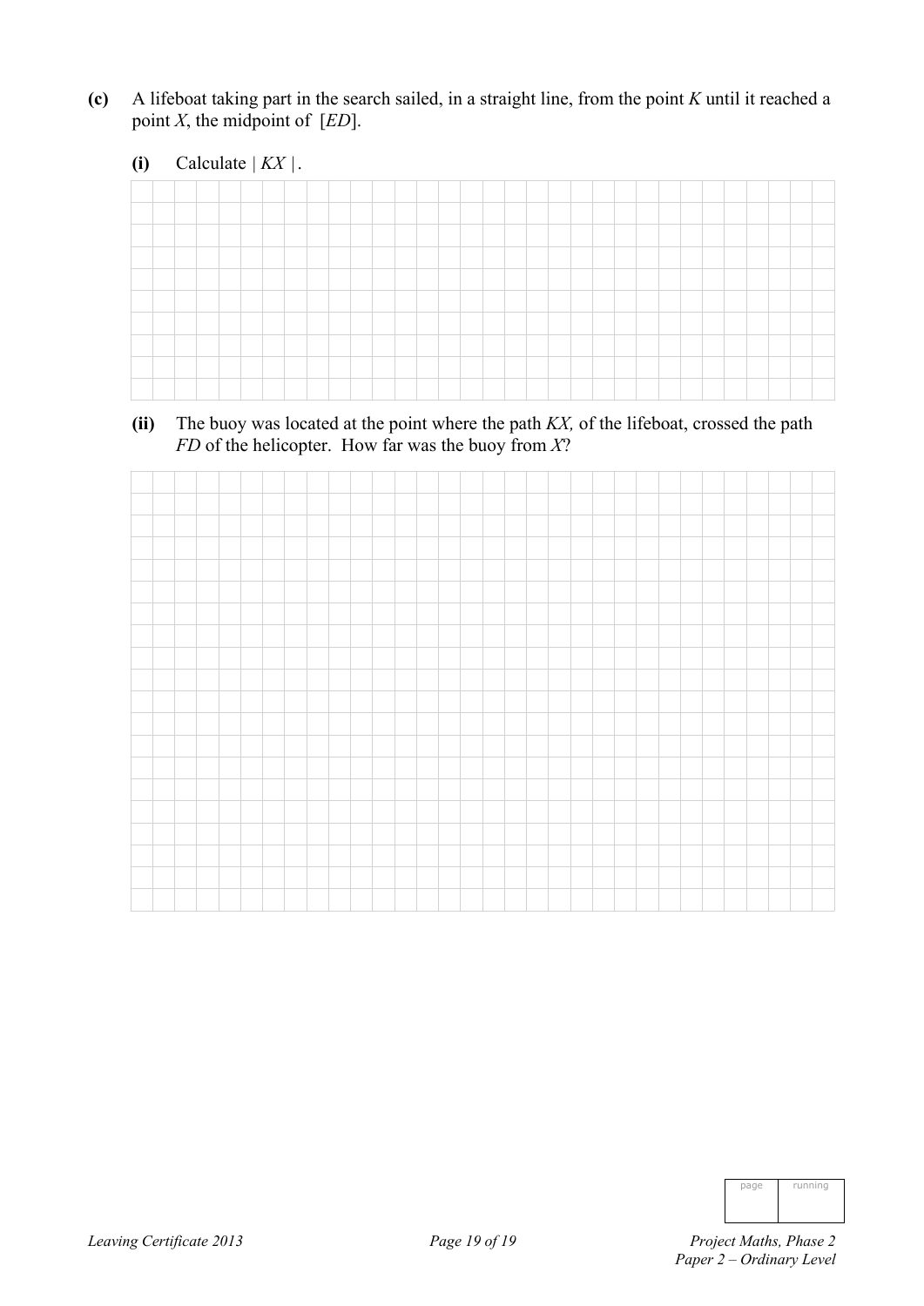**(c)** A lifeboat taking part in the search sailed, in a straight line, from the point $K$ until it reached a point $X$, the midpoint of $[ED]$.

**(i)** Calculate $|KX|$.

**(ii)** The buoy was located at the point where the path $KX$, of the lifeboat, crossed the path $FD$ of the helicopter. How far was the buoy from $X$?

| page | running |
|---|---|
| | |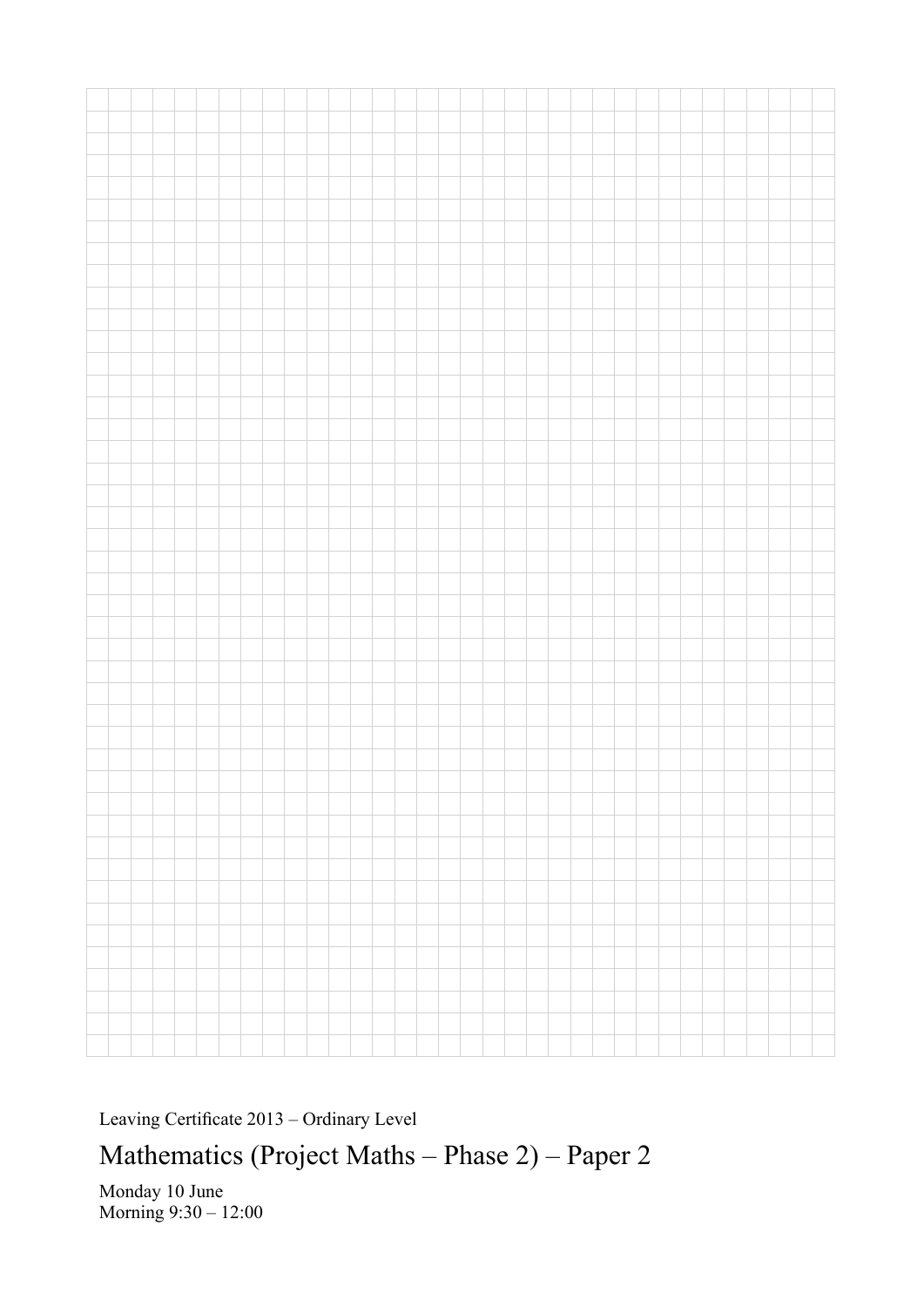Leaving Certificate 2013 – Ordinary Level

# Mathematics (Project Maths – Phase 2) – Paper 2

Monday 10 June
Morning 9:30 – 12:00